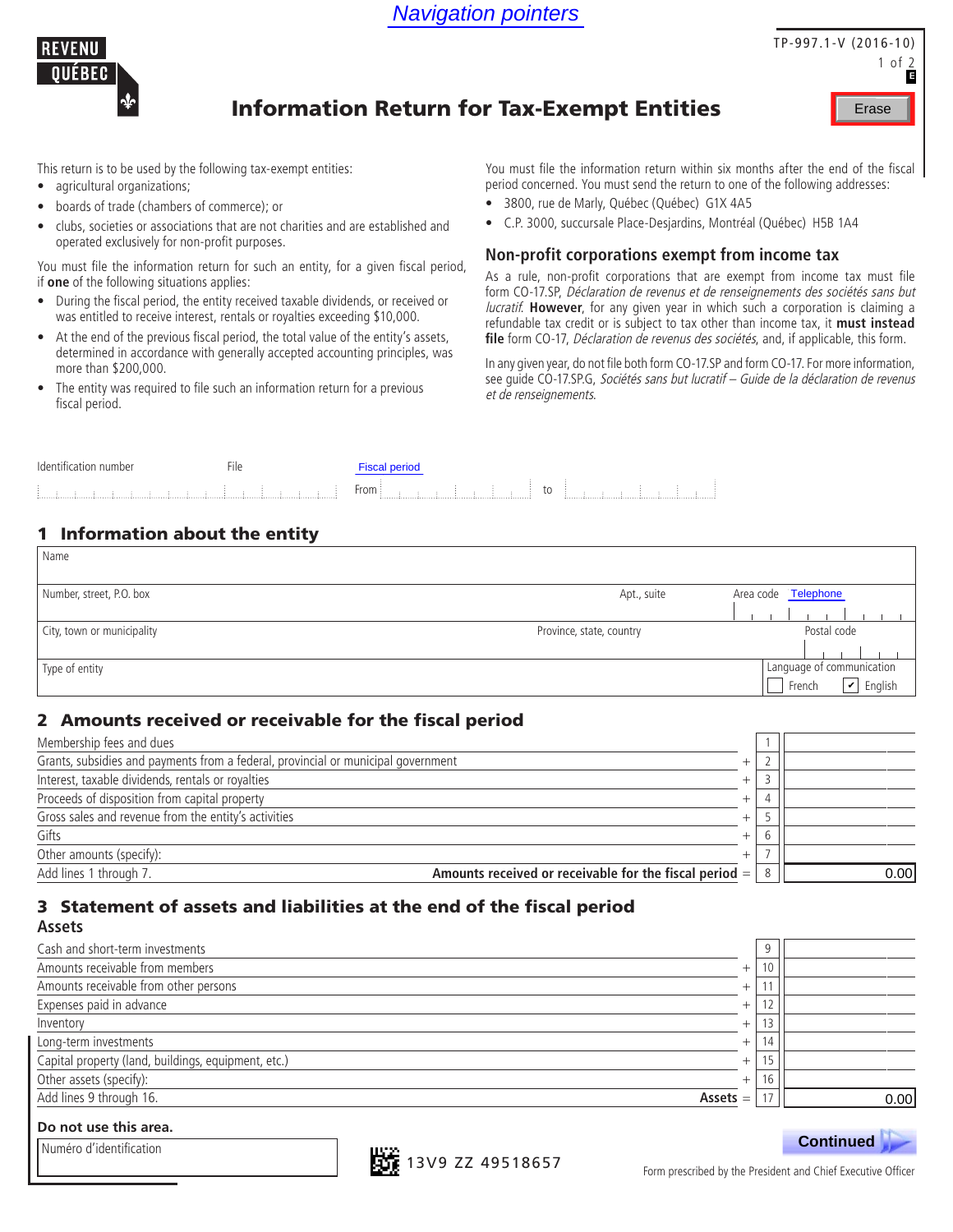Navigation pointers

REVENU QUÉBEC

TP-997.1-V (2016-10)

# Information Return for Tax-Exempt Entities

Erase

This return is to be used by the following tax-exempt entities:

- agricultural organizations;
- boards of trade (chambers of commerce); or
- clubs, societies or associations that are not charities and are established and operated exclusively for non-profit purposes.

You must file the information return for such an entity, for a given fiscal period, if **one** of the following situations applies:

- During the fiscal period, the entity received taxable dividends, or received or was entitled to receive interest, rentals or royalties exceeding $10,000.
- At the end of the previous fiscal period, the total value of the entity's assets, determined in accordance with generally accepted accounting principles, was more than $200,000.
- The entity was required to file such an information return for a previous fiscal period.

You must file the information return within six months after the end of the fiscal period concerned. You must send the return to one of the following addresses:

- 3800, rue de Marly, Québec (Québec) G1X 4A5
- C.P. 3000, succursale Place-Desjardins, Montréal (Québec) H5B 1A4

## Non-profit corporations exempt from income tax

As a rule, non-profit corporations that are exempt from income tax must file form CO-17.SP, *Déclaration de revenus et de renseignements des sociétés sans but lucratif*. **However**, for any given year in which such a corporation is claiming a refundable tax credit or is subject to tax other than income tax, it **must instead file** form CO-17, *Déclaration de revenus des sociétés*, and, if applicable, this form.

In any given year, do not file both form CO-17.SP and form CO-17. For more information, see guide CO-17.SP.G, *Sociétés sans but lucratif – Guide de la déclaration de revenus et de renseignements*.

| Identification number | File | Fiscal period |
|---|---|---|
| | | From ____ to ____ |

## 1 Information about the entity

| Name | | | |
|---|---|---|---|
| Number, street, P.O. box | Apt., suite | Area code | Telephone |
| City, town or municipality | Province, state, country | | Postal code |
| Type of entity | | Language of communication | ☐ French ☑ English |

## 2 Amounts received or receivable for the fiscal period

| Description | | Line | Amount |
|---|---|---|---|
| Membership fees and dues | | 1 | |
| Grants, subsidies and payments from a federal, provincial or municipal government | + | 2 | |
| Interest, taxable dividends, rentals or royalties | + | 3 | |
| Proceeds of disposition from capital property | + | 4 | |
| Gross sales and revenue from the entity's activities | + | 5 | |
| Gifts | + | 6 | |
| Other amounts (specify): | + | 7 | |
| Add lines 1 through 7. **Amounts received or receivable for the fiscal period** | = | 8 | 0.00 |

## 3 Statement of assets and liabilities at the end of the fiscal period

### Assets

| Description | | Line | Amount |
|---|---|---|---|
| Cash and short-term investments | | 9 | |
| Amounts receivable from members | + | 10 | |
| Amounts receivable from other persons | + | 11 | |
| Expenses paid in advance | + | 12 | |
| Inventory | + | 13 | |
| Long-term investments | + | 14 | |
| Capital property (land, buildings, equipment, etc.) | + | 15 | |
| Other assets (specify): | + | 16 | |
| Add lines 9 through 16. **Assets** | = | 17 | 0.00 |

**Do not use this area.**

Numéro d'identification

13V9 ZZ 49518657

Continued

Form prescribed by the President and Chief Executive Officer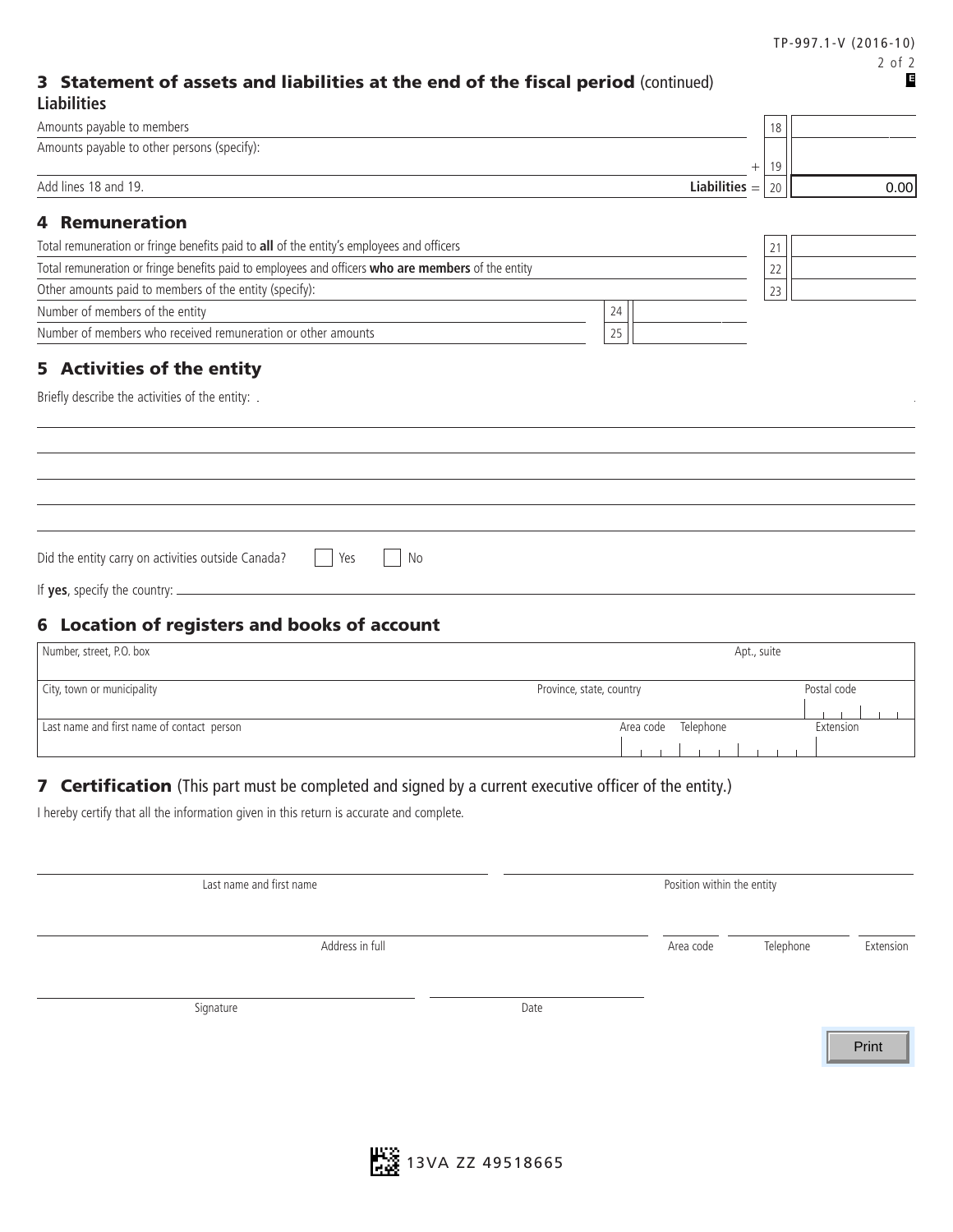## 3 Statement of assets and liabilities at the end of the fiscal period (continued)

**Liabilities**

| | | |
|---|---|---|
| Amounts payable to members | 18 | |
| Amounts payable to other persons (specify): + | 19 | |
| Add lines 18 and 19. **Liabilities** = | 20 | 0.00 |

## 4 Remuneration

| | | |
|---|---|---|
| Total remuneration or fringe benefits paid to **all** of the entity's employees and officers | 21 | |
| Total remuneration or fringe benefits paid to employees and officers **who are members** of the entity | 22 | |
| Other amounts paid to members of the entity (specify): | 23 | |
| Number of members of the entity | 24 | |
| Number of members who received remuneration or other amounts | 25 | |

## 5 Activities of the entity

Briefly describe the activities of the entity:

Did the entity carry on activities outside Canada? ☐ Yes ☐ No

If **yes**, specify the country:

## 6 Location of registers and books of account

| | | |
|---|---|---|
| Number, street, P.O. box | | Apt., suite |
| City, town or municipality | Province, state, country | Postal code |
| Last name and first name of contact person | Area code Telephone | Extension |

## 7 Certification (This part must be completed and signed by a current executive officer of the entity.)

I hereby certify that all the information given in this return is accurate and complete.

Last name and first name

Position within the entity

Address in full

Area code

Telephone

Extension

Signature

Date

13VA ZZ 49518665